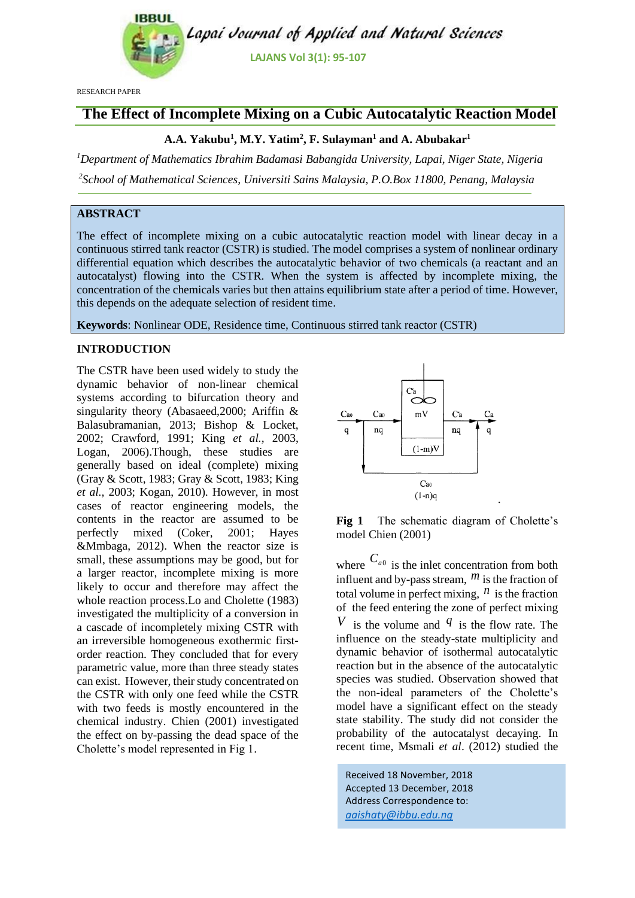RESEARCH PAPER

# The Effect of Incomplete Mixing on a Cubic Autocatalytic Reaction Model

**A.A. Yakubu[1], M.Y. Yatim[2], F. Sulayman[1] and A. Abubakar[1]**

[1]*Department of Mathematics Ibrahim Badamasi Babangida University, Lapai, Niger State, Nigeria*

[2]*School of Mathematical Sciences, Universiti Sains Malaysia, P.O.Box 11800, Penang, Malaysia*

## ABSTRACT

The effect of incomplete mixing on a cubic autocatalytic reaction model with linear decay in a continuous stirred tank reactor (CSTR) is studied. The model comprises a system of nonlinear ordinary differential equation which describes the autocatalytic behavior of two chemicals (a reactant and an autocatalyst) flowing into the CSTR. When the system is affected by incomplete mixing, the concentration of the chemicals varies but then attains equilibrium state after a period of time. However, this depends on the adequate selection of resident time.

**Keywords**: Nonlinear ODE, Residence time, Continuous stirred tank reactor (CSTR)

## INTRODUCTION

The CSTR have been used widely to study the dynamic behavior of non-linear chemical systems according to bifurcation theory and singularity theory (Abasaeed,2000; Ariffin & Balasubramanian, 2013; Bishop & Locket, 2002; Crawford, 1991; King *et al.,* 2003, Logan, 2006).Though, these studies are generally based on ideal (complete) mixing (Gray & Scott, 1983; Gray & Scott, 1983; King *et al.,* 2003; Kogan, 2010). However, in most cases of reactor engineering models, the contents in the reactor are assumed to be perfectly mixed (Coker, 2001; Hayes &Mmbaga, 2012). When the reactor size is small, these assumptions may be good, but for a larger reactor, incomplete mixing is more likely to occur and therefore may affect the whole reaction process.Lo and Cholette (1983) investigated the multiplicity of a conversion in a cascade of incompletely mixing CSTR with an irreversible homogeneous exothermic first-order reaction. They concluded that for every parametric value, more than three steady states can exist. However, their study concentrated on the CSTR with only one feed while the CSTR with two feeds is mostly encountered in the chemical industry. Chien (2001) investigated the effect on by-passing the dead space of the Cholette's model represented in Fig 1.

**Fig 1** The schematic diagram of Cholette's model Chien (2001)

where $C_{a0}$ is the inlet concentration from both influent and by-pass stream, $m$ is the fraction of total volume in perfect mixing, $n$ is the fraction of the feed entering the zone of perfect mixing $V$ is the volume and $q$ is the flow rate. The influence on the steady-state multiplicity and dynamic behavior of isothermal autocatalytic reaction but in the absence of the autocatalytic species was studied. Observation showed that the non-ideal parameters of the Cholette's model have a significant effect on the steady state stability. The study did not consider the probability of the autocatalyst decaying. In recent time, Msmali *et al*. (2012) studied the

Received 18 November, 2018
Accepted 13 December, 2018
Address Correspondence to:
aaishaty@ibbu.edu.ng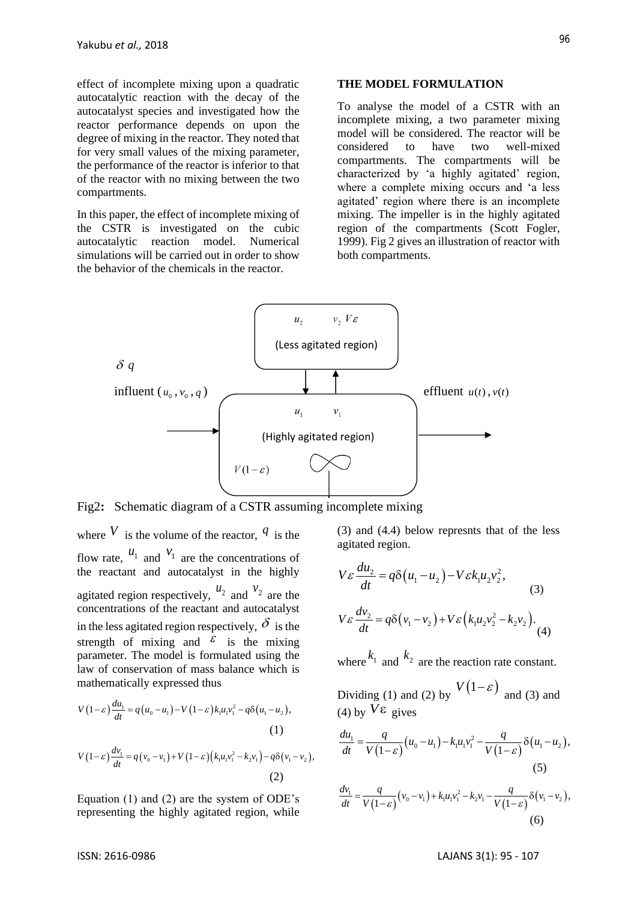effect of incomplete mixing upon a quadratic autocatalytic reaction with the decay of the autocatalyst species and investigated how the reactor performance depends on upon the degree of mixing in the reactor. They noted that for very small values of the mixing parameter, the performance of the reactor is inferior to that of the reactor with no mixing between the two compartments.

In this paper, the effect of incomplete mixing of the CSTR is investigated on the cubic autocatalytic reaction model. Numerical simulations will be carried out in order to show the behavior of the chemicals in the reactor.

## THE MODEL FORMULATION

To analyse the model of a CSTR with an incomplete mixing, a two parameter mixing model will be considered. The reactor will be considered to have two well-mixed compartments. The compartments will be characterized by 'a highly agitated' region, where a complete mixing occurs and 'a less agitated' region where there is an incomplete mixing. The impeller is in the highly agitated region of the compartments (Scott Fogler, 1999). Fig 2 gives an illustration of reactor with both compartments.

$u_2$ $v_2$ $V\varepsilon$ (Less agitated region)

$\delta\, q$

influent $(u_0, v_0, q)$ effluent $u(t), v(t)$

$u_1$ $v_1$ (Highly agitated region) $V(1-\varepsilon)$

**Fig2:** Schematic diagram of a CSTR assuming incomplete mixing

where $V$ is the volume of the reactor, $q$ is the flow rate, $u_1$ and $v_1$ are the concentrations of the reactant and autocatalyst in the highly agitated region respectively, $u_2$ and $v_2$ are the concentrations of the reactant and autocatalyst in the less agitated region respectively, $\delta$ is the strength of mixing and $\varepsilon$ is the mixing parameter. The model is formulated using the law of conservation of mass balance which is mathematically expressed thus

$$V(1-\varepsilon)\frac{du_1}{dt} = q(u_0 - u_1) - V(1-\varepsilon)k_1u_1v_1^2 - q\delta(u_1 - u_2), \quad (1)$$

$$V(1-\varepsilon)\frac{dv_1}{dt} = q(v_0 - v_1) + V(1-\varepsilon)\left(k_1u_1v_1^2 - k_2v_1\right) - q\delta(v_1 - v_2), \quad (2)$$

Equation (1) and (2) are the system of ODE's representing the highly agitated region, while (3) and (4.4) below represnts that of the less agitated region.

$$V\varepsilon\frac{du_2}{dt} = q\delta(u_1 - u_2) - V\varepsilon k_1u_2v_2^2, \quad (3)$$

$$V\varepsilon\frac{dv_2}{dt} = q\delta(v_1 - v_2) + V\varepsilon\left(k_1u_2v_2^2 - k_2v_2\right). \quad (4)$$

where $k_1$ and $k_2$ are the reaction rate constant.

Dividing (1) and (2) by $V(1-\varepsilon)$ and (3) and (4) by $V\varepsilon$ gives

$$\frac{du_1}{dt} = \frac{q}{V(1-\varepsilon)}(u_0 - u_1) - k_1u_1v_1^2 - \frac{q}{V(1-\varepsilon)}\delta(u_1 - u_2), \quad (5)$$

$$\frac{dv_1}{dt} = \frac{q}{V(1-\varepsilon)}(v_0 - v_1) + k_1u_1v_1^2 - k_2v_1 - \frac{q}{V(1-\varepsilon)}\delta(v_1 - v_2), \quad (6)$$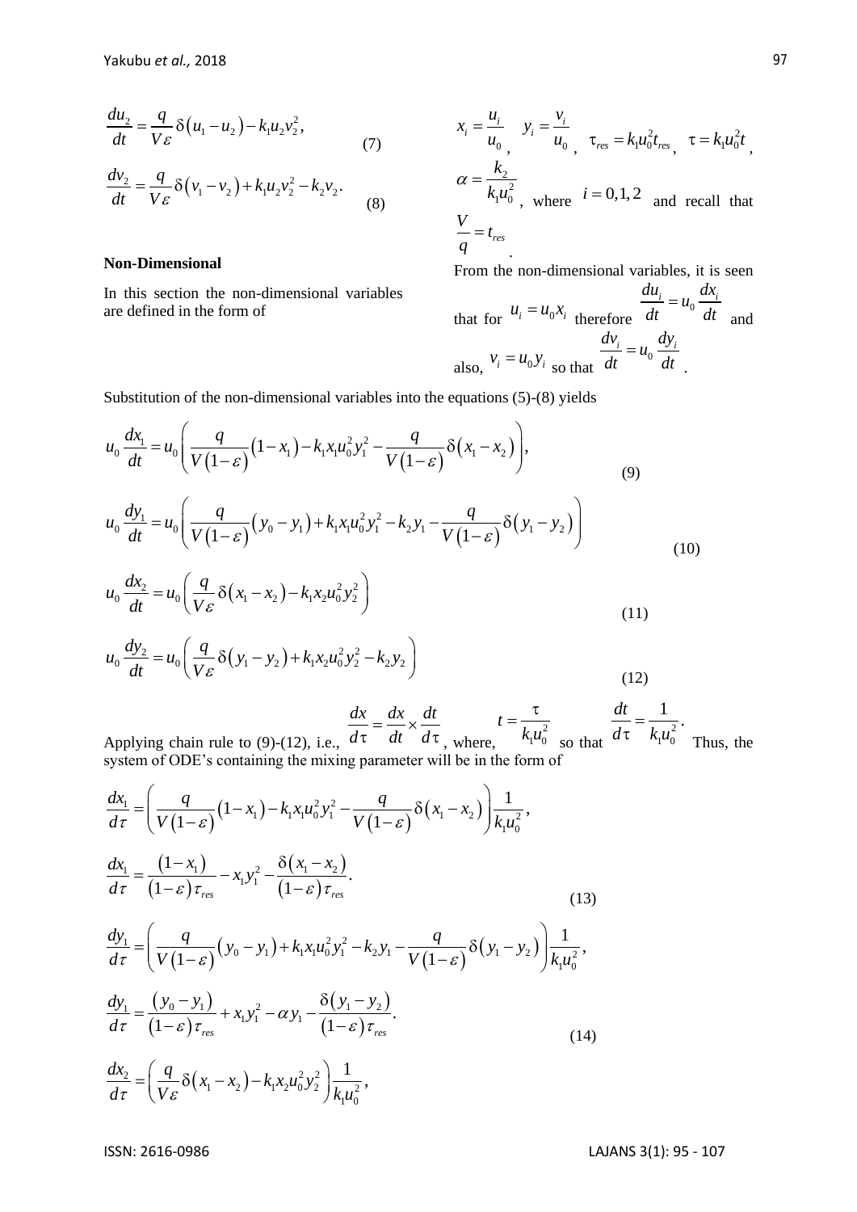$$\frac{du_2}{dt} = \frac{q}{V\varepsilon}\delta\left(u_1 - u_2\right) - k_1 u_2 v_2^2, \tag{7}$$

$$\frac{dv_2}{dt} = \frac{q}{V\varepsilon}\delta\left(v_1 - v_2\right) + k_1 u_2 v_2^2 - k_2 v_2. \tag{8}$$

**Non-Dimensional**

In this section the non-dimensional variables are defined in the form of $x_i = \frac{u_i}{u_0}$, $y_i = \frac{v_i}{u_0}$, $\tau_{res} = k_1 u_0^2 t_{res}$, $\tau = k_1 u_0^2 t$, $\alpha = \frac{k_2}{k_1 u_0^2}$, where $i = 0,1,2$ and recall that $\frac{V}{q} = t_{res}$.

From the non-dimensional variables, it is seen that for $u_i = u_0 x_i$ therefore $\frac{du_i}{dt} = u_0 \frac{dx_i}{dt}$ and also, $v_i = u_0 y_i$ so that $\frac{dv_i}{dt} = u_0 \frac{dy_i}{dt}$.

Substitution of the non-dimensional variables into the equations (5)-(8) yields

$$u_0 \frac{dx_1}{dt} = u_0 \left( \frac{q}{V\left(1-\varepsilon\right)}\left(1 - x_1\right) - k_1 x_1 u_0^2 y_1^2 - \frac{q}{V\left(1-\varepsilon\right)}\delta\left(x_1 - x_2\right) \right), \tag{9}$$

$$u_0 \frac{dy_1}{dt} = u_0 \left( \frac{q}{V\left(1-\varepsilon\right)}\left(y_0 - y_1\right) + k_1 x_1 u_0^2 y_1^2 - k_2 y_1 - \frac{q}{V\left(1-\varepsilon\right)}\delta\left(y_1 - y_2\right) \right) \tag{10}$$

$$u_0 \frac{dx_2}{dt} = u_0 \left( \frac{q}{V\varepsilon}\delta\left(x_1 - x_2\right) - k_1 x_2 u_0^2 y_2^2 \right) \tag{11}$$

$$u_0 \frac{dy_2}{dt} = u_0 \left( \frac{q}{V\varepsilon}\delta\left(y_1 - y_2\right) + k_1 x_2 u_0^2 y_2^2 - k_2 y_2 \right) \tag{12}$$

Applying chain rule to (9)-(12), i.e., $\frac{dx}{d\tau} = \frac{dx}{dt} \times \frac{dt}{d\tau}$, where, $t = \frac{\tau}{k_1 u_0^2}$ so that $\frac{dt}{d\tau} = \frac{1}{k_1 u_0^2}$. Thus, the system of ODE's containing the mixing parameter will be in the form of

$$\frac{dx_1}{d\tau} = \left( \frac{q}{V\left(1-\varepsilon\right)}\left(1 - x_1\right) - k_1 x_1 u_0^2 y_1^2 - \frac{q}{V\left(1-\varepsilon\right)}\delta\left(x_1 - x_2\right) \right)\frac{1}{k_1 u_0^2},$$

$$\frac{dx_1}{d\tau} = \frac{\left(1 - x_1\right)}{\left(1-\varepsilon\right)\tau_{res}} - x_1 y_1^2 - \frac{\delta\left(x_1 - x_2\right)}{\left(1-\varepsilon\right)\tau_{res}}. \tag{13}$$

$$\frac{dy_1}{d\tau} = \left( \frac{q}{V\left(1-\varepsilon\right)}\left(y_0 - y_1\right) + k_1 x_1 u_0^2 y_1^2 - k_2 y_1 - \frac{q}{V\left(1-\varepsilon\right)}\delta\left(y_1 - y_2\right) \right)\frac{1}{k_1 u_0^2},$$

$$\frac{dy_1}{d\tau} = \frac{\left(y_0 - y_1\right)}{\left(1-\varepsilon\right)\tau_{res}} + x_1 y_1^2 - \alpha y_1 - \frac{\delta\left(y_1 - y_2\right)}{\left(1-\varepsilon\right)\tau_{res}}. \tag{14}$$

$$\frac{dx_2}{d\tau} = \left( \frac{q}{V\varepsilon}\delta\left(x_1 - x_2\right) - k_1 x_2 u_0^2 y_2^2 \right)\frac{1}{k_1 u_0^2},$$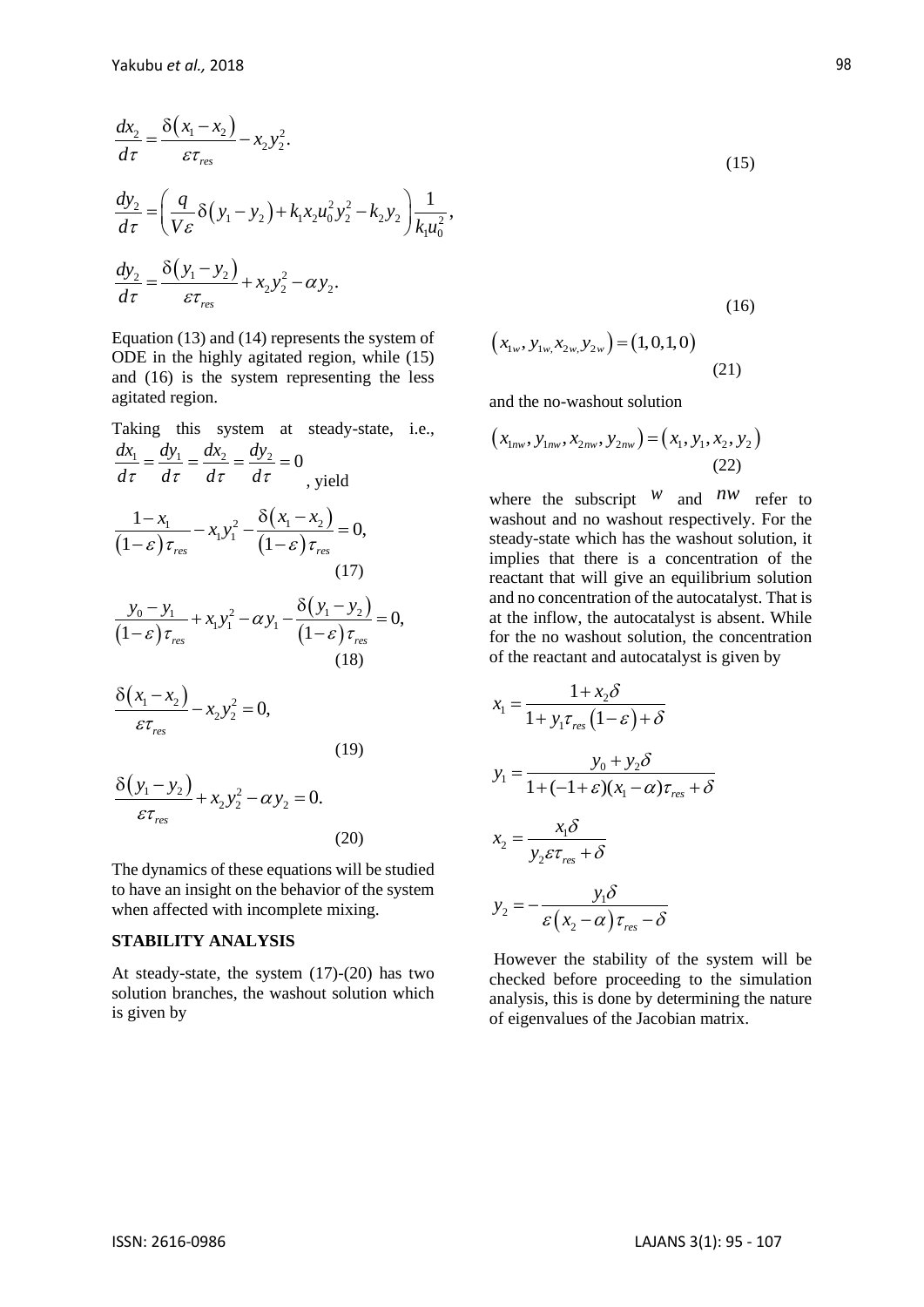$$\frac{dx_2}{d\tau} = \frac{\delta(x_1 - x_2)}{\varepsilon \tau_{res}} - x_2 y_2^2.$$

$$\tag{15}$$

$$\frac{dy_2}{d\tau} = \left( \frac{q}{V\varepsilon} \delta(y_1 - y_2) + k_1 x_2 u_0^2 y_2^2 - k_2 y_2 \right) \frac{1}{k_1 u_0^2},$$

$$\frac{dy_2}{d\tau} = \frac{\delta(y_1 - y_2)}{\varepsilon \tau_{res}} + x_2 y_2^2 - \alpha y_2. \tag{16}$$

Equation (13) and (14) represents the system of ODE in the highly agitated region, while (15) and (16) is the system representing the less agitated region.

Taking this system at steady-state, i.e., $\frac{dx_1}{d\tau} = \frac{dy_1}{d\tau} = \frac{dx_2}{d\tau} = \frac{dy_2}{d\tau} = 0$, yield

$$\frac{1 - x_1}{(1-\varepsilon)\tau_{res}} - x_1 y_1^2 - \frac{\delta(x_1 - x_2)}{(1-\varepsilon)\tau_{res}} = 0, \tag{17}$$

$$\frac{y_0 - y_1}{(1-\varepsilon)\tau_{res}} + x_1 y_1^2 - \alpha y_1 - \frac{\delta(y_1 - y_2)}{(1-\varepsilon)\tau_{res}} = 0, \tag{18}$$

$$\frac{\delta(x_1 - x_2)}{\varepsilon \tau_{res}} - x_2 y_2^2 = 0, \tag{19}$$

$$\frac{\delta(y_1 - y_2)}{\varepsilon \tau_{res}} + x_2 y_2^2 - \alpha y_2 = 0. \tag{20}$$

The dynamics of these equations will be studied to have an insight on the behavior of the system when affected with incomplete mixing.

## STABILITY ANALYSIS

At steady-state, the system (17)-(20) has two solution branches, the washout solution which is given by

$$\left(x_{1w}, y_{1w}, x_{2w}, y_{2w}\right) = (1, 0, 1, 0) \tag{21}$$

and the no-washout solution

$$\left(x_{1nw}, y_{1nw}, x_{2nw}, y_{2nw}\right) = \left(x_1, y_1, x_2, y_2\right) \tag{22}$$

where the subscript $w$ and $nw$ refer to washout and no washout respectively. For the steady-state which has the washout solution, it implies that there is a concentration of the reactant that will give an equilibrium solution and no concentration of the autocatalyst. That is at the inflow, the autocatalyst is absent. While for the no washout solution, the concentration of the reactant and autocatalyst is given by

$$x_1 = \frac{1 + x_2\delta}{1 + y_1 \tau_{res}(1-\varepsilon) + \delta}$$

$$y_1 = \frac{y_0 + y_2\delta}{1 + (-1+\varepsilon)(x_1 - \alpha)\tau_{res} + \delta}$$

$$x_2 = \frac{x_1\delta}{y_2 \varepsilon \tau_{res} + \delta}$$

$$y_2 = -\frac{y_1\delta}{\varepsilon(x_2 - \alpha)\tau_{res} - \delta}$$

However the stability of the system will be checked before proceeding to the simulation analysis, this is done by determining the nature of eigenvalues of the Jacobian matrix.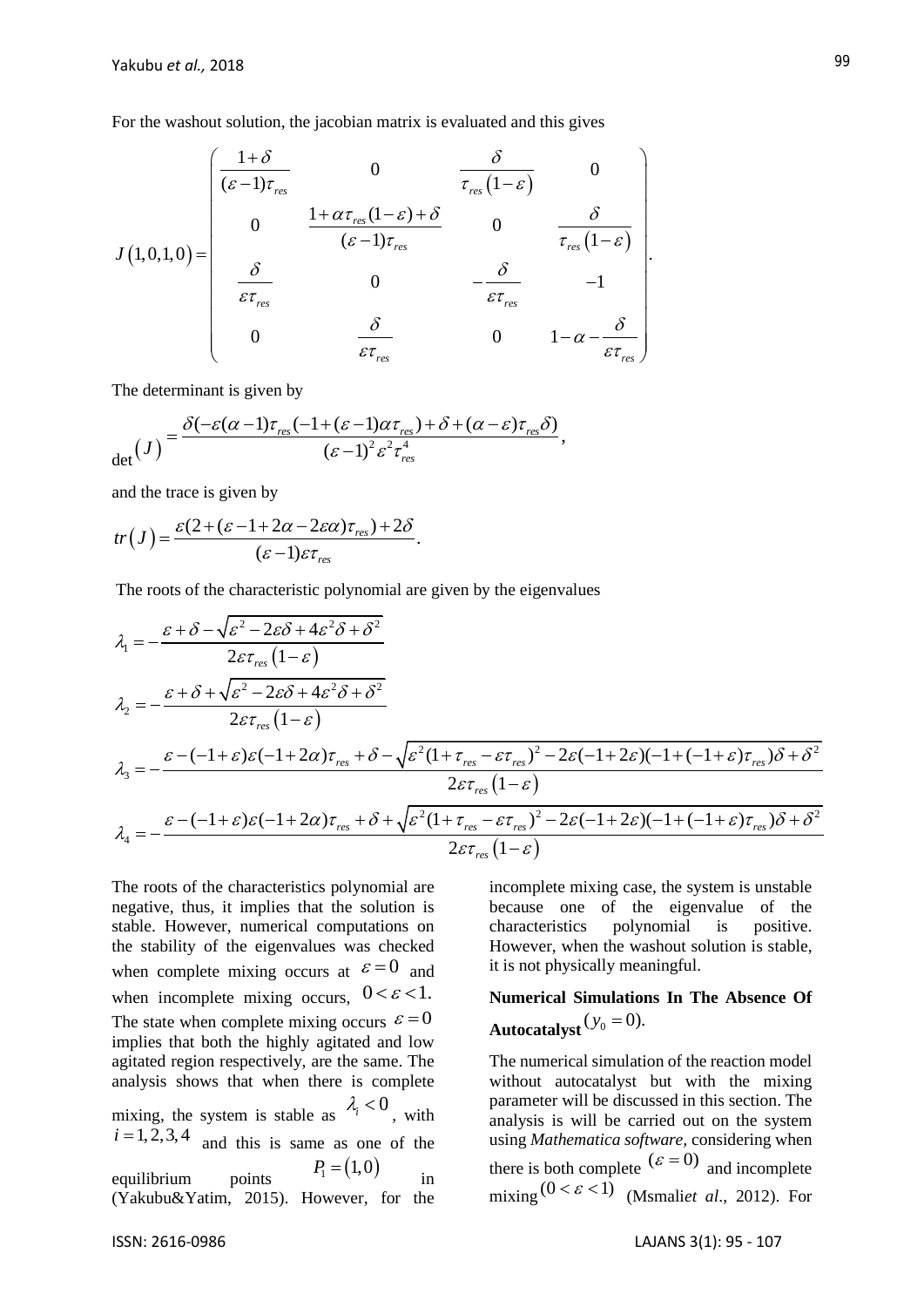For the washout solution, the jacobian matrix is evaluated and this gives

$$J(1,0,1,0)=\begin{pmatrix} \dfrac{1+\delta}{(\varepsilon-1)\tau_{res}} & 0 & \dfrac{\delta}{\tau_{res}(1-\varepsilon)} & 0 \\ 0 & \dfrac{1+\alpha\tau_{res}(1-\varepsilon)+\delta}{(\varepsilon-1)\tau_{res}} & 0 & \dfrac{\delta}{\tau_{res}(1-\varepsilon)} \\ \dfrac{\delta}{\varepsilon\tau_{res}} & 0 & -\dfrac{\delta}{\varepsilon\tau_{res}} & -1 \\ 0 & \dfrac{\delta}{\varepsilon\tau_{res}} & 0 & 1-\alpha-\dfrac{\delta}{\varepsilon\tau_{res}} \end{pmatrix}.$$

The determinant is given by

$$\det(J)=\frac{\delta(-\varepsilon(\alpha-1)\tau_{res}(-1+(\varepsilon-1)\alpha\tau_{res})+\delta+(\alpha-\varepsilon)\tau_{res}\delta)}{(\varepsilon-1)^2\varepsilon^2\tau_{res}^4},$$

and the trace is given by

$$tr(J)=\frac{\varepsilon(2+(\varepsilon-1+2\alpha-2\varepsilon\alpha)\tau_{res})+2\delta}{(\varepsilon-1)\varepsilon\tau_{res}}.$$

The roots of the characteristic polynomial are given by the eigenvalues

$$\lambda_1=-\frac{\varepsilon+\delta-\sqrt{\varepsilon^2-2\varepsilon\delta+4\varepsilon^2\delta+\delta^2}}{2\varepsilon\tau_{res}(1-\varepsilon)}$$

$$\lambda_2=-\frac{\varepsilon+\delta+\sqrt{\varepsilon^2-2\varepsilon\delta+4\varepsilon^2\delta+\delta^2}}{2\varepsilon\tau_{res}(1-\varepsilon)}$$

$$\lambda_3=-\frac{\varepsilon-(-1+\varepsilon)\varepsilon(-1+2\alpha)\tau_{res}+\delta-\sqrt{\varepsilon^2(1+\tau_{res}-\varepsilon\tau_{res})^2-2\varepsilon(-1+2\varepsilon)(-1+(-1+\varepsilon)\tau_{res})\delta+\delta^2}}{2\varepsilon\tau_{res}(1-\varepsilon)}$$

$$\lambda_4=-\frac{\varepsilon-(-1+\varepsilon)\varepsilon(-1+2\alpha)\tau_{res}+\delta+\sqrt{\varepsilon^2(1+\tau_{res}-\varepsilon\tau_{res})^2-2\varepsilon(-1+2\varepsilon)(-1+(-1+\varepsilon)\tau_{res})\delta+\delta^2}}{2\varepsilon\tau_{res}(1-\varepsilon)}$$

The roots of the characteristics polynomial are negative, thus, it implies that the solution is stable. However, numerical computations on the stability of the eigenvalues was checked when complete mixing occurs at $\varepsilon=0$ and when incomplete mixing occurs, $0<\varepsilon<1.$ The state when complete mixing occurs $\varepsilon=0$ implies that both the highly agitated and low agitated region respectively, are the same. The analysis shows that when there is complete mixing, the system is stable as $\lambda_i<0$, with $i=1,2,3,4$ and this is same as one of the equilibrium points $P_1=(1,0)$ in (Yakubu&Yatim, 2015). However, for the incomplete mixing case, the system is unstable because one of the eigenvalue of the characteristics polynomial is positive. However, when the washout solution is stable, it is not physically meaningful.

## Numerical Simulations In The Absence Of Autocatalyst $(y_0=0)$.

The numerical simulation of the reaction model without autocatalyst but with the mixing parameter will be discussed in this section. The analysis is will be carried out on the system using *Mathematica software*, considering when there is both complete $(\varepsilon=0)$ and incomplete mixing $(0<\varepsilon<1)$ (Msmali*et al*., 2012). For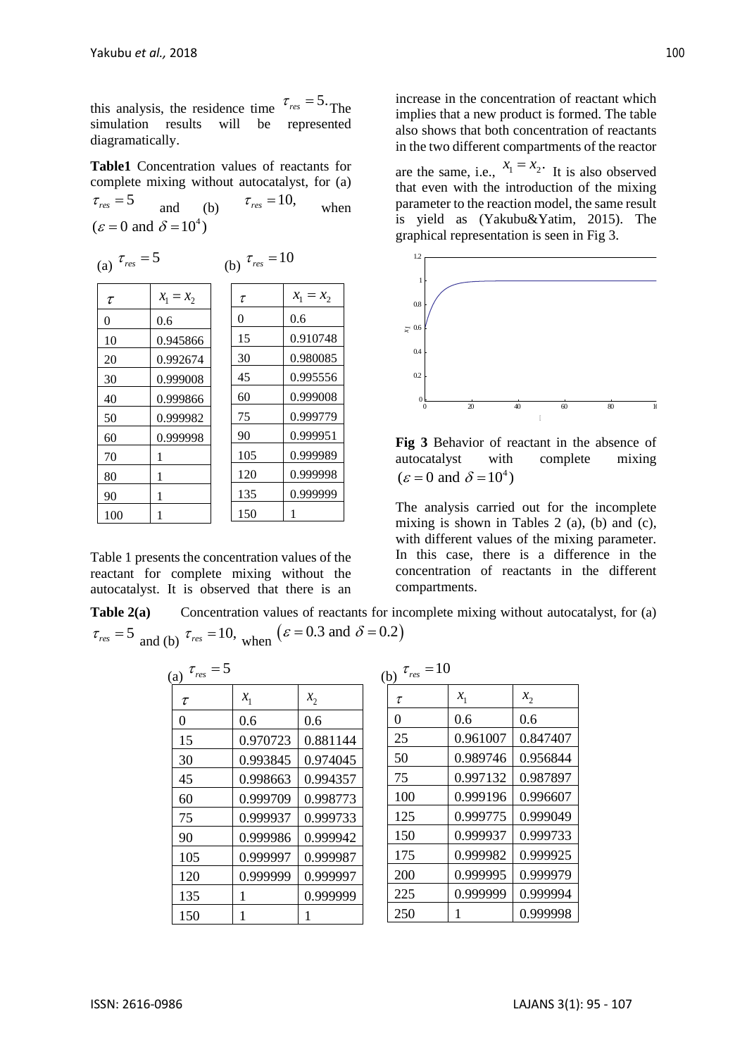this analysis, the residence time $\tau_{res} = 5.$ The simulation results will be represented diagramatically.

**Table1** Concentration values of reactants for complete mixing without autocatalyst, for (a) $\tau_{res} = 5$ and (b) $\tau_{res} = 10,$ when $(\varepsilon = 0 \text{ and } \delta = 10^4)$

(a) $\tau_{res} = 5$

| $\tau$ | $x_1 = x_2$ |
|---|---|
| 0 | 0.6 |
| 10 | 0.945866 |
| 20 | 0.992674 |
| 30 | 0.999008 |
| 40 | 0.999866 |
| 50 | 0.999982 |
| 60 | 0.999998 |
| 70 | 1 |
| 80 | 1 |
| 90 | 1 |
| 100 | 1 |

(b) $\tau_{res} = 10$

| $\tau$ | $x_1 = x_2$ |
|---|---|
| 0 | 0.6 |
| 15 | 0.910748 |
| 30 | 0.980085 |
| 45 | 0.995556 |
| 60 | 0.999008 |
| 75 | 0.999779 |
| 90 | 0.999951 |
| 105 | 0.999989 |
| 120 | 0.999998 |
| 135 | 0.999999 |
| 150 | 1 |

Table 1 presents the concentration values of the reactant for complete mixing without the autocatalyst. It is observed that there is an increase in the concentration of reactant which implies that a new product is formed. The table also shows that both concentration of reactants in the two different compartments of the reactor are the same, i.e., $x_1 = x_2.$ It is also observed that even with the introduction of the mixing parameter to the reaction model, the same result is yield as (Yakubu&Yatim, 2015). The graphical representation is seen in Fig 3.

**Fig 3** Behavior of reactant in the absence of autocatalyst with complete mixing $(\varepsilon = 0 \text{ and } \delta = 10^4)$

The analysis carried out for the incomplete mixing is shown in Tables 2 (a), (b) and (c), with different values of the mixing parameter. In this case, there is a difference in the concentration of reactants in the different compartments.

**Table 2(a)** Concentration values of reactants for incomplete mixing without autocatalyst, for (a) $\tau_{res} = 5$ and (b) $\tau_{res} = 10,$ when $(\varepsilon = 0.3 \text{ and } \delta = 0.2)$

(a) $\tau_{res} = 5$

| $\tau$ | $x_1$ | $x_2$ |
|---|---|---|
| 0 | 0.6 | 0.6 |
| 15 | 0.970723 | 0.881144 |
| 30 | 0.993845 | 0.974045 |
| 45 | 0.998663 | 0.994357 |
| 60 | 0.999709 | 0.998773 |
| 75 | 0.999937 | 0.999733 |
| 90 | 0.999986 | 0.999942 |
| 105 | 0.999997 | 0.999987 |
| 120 | 0.999999 | 0.999997 |
| 135 | 1 | 0.999999 |
| 150 | 1 | 1 |

(b) $\tau_{res} = 10$

| $\tau$ | $x_1$ | $x_2$ |
|---|---|---|
| 0 | 0.6 | 0.6 |
| 25 | 0.961007 | 0.847407 |
| 50 | 0.989746 | 0.956844 |
| 75 | 0.997132 | 0.987897 |
| 100 | 0.999196 | 0.996607 |
| 125 | 0.999775 | 0.999049 |
| 150 | 0.999937 | 0.999733 |
| 175 | 0.999982 | 0.999925 |
| 200 | 0.999995 | 0.999979 |
| 225 | 0.999999 | 0.999994 |
| 250 | 1 | 0.999998 |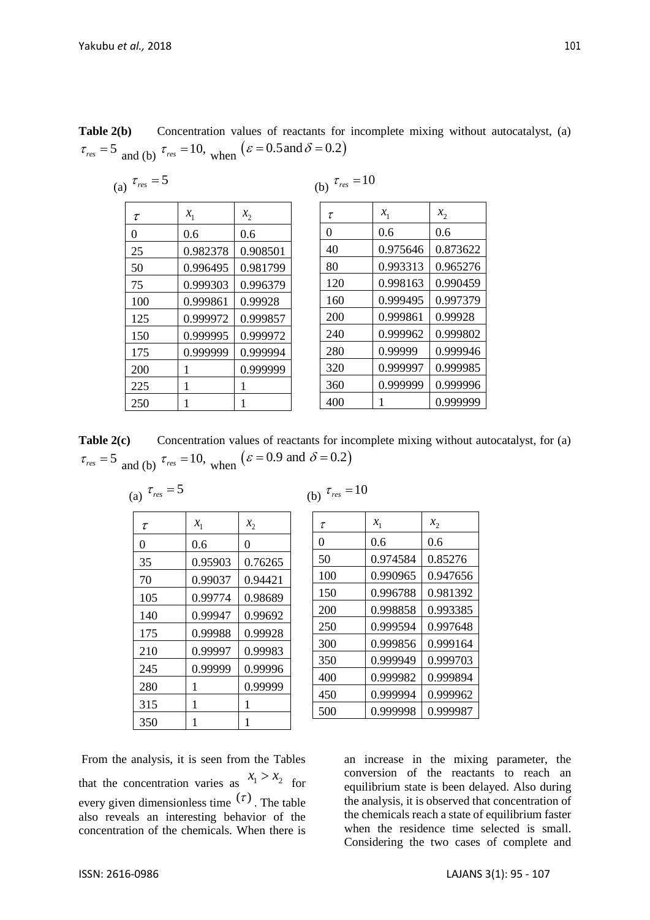**Table 2(b)** Concentration values of reactants for incomplete mixing without autocatalyst, (a) $\tau_{res} = 5$ and (b) $\tau_{res} = 10,$ when $(\varepsilon = 0.5 \text{and} \delta = 0.2)$

(a) $\tau_{res} = 5$

| $\tau$ | $x_1$ | $x_2$ |
|---|---|---|
| 0 | 0.6 | 0.6 |
| 25 | 0.982378 | 0.908501 |
| 50 | 0.996495 | 0.981799 |
| 75 | 0.999303 | 0.996379 |
| 100 | 0.999861 | 0.99928 |
| 125 | 0.999972 | 0.999857 |
| 150 | 0.999995 | 0.999972 |
| 175 | 0.999999 | 0.999994 |
| 200 | 1 | 0.999999 |
| 225 | 1 | 1 |
| 250 | 1 | 1 |

(b) $\tau_{res} = 10$

| $\tau$ | $x_1$ | $x_2$ |
|---|---|---|
| 0 | 0.6 | 0.6 |
| 40 | 0.975646 | 0.873622 |
| 80 | 0.993313 | 0.965276 |
| 120 | 0.998163 | 0.990459 |
| 160 | 0.999495 | 0.997379 |
| 200 | 0.999861 | 0.99928 |
| 240 | 0.999962 | 0.999802 |
| 280 | 0.99999 | 0.999946 |
| 320 | 0.999997 | 0.999985 |
| 360 | 0.999999 | 0.999996 |
| 400 | 1 | 0.999999 |

**Table 2(c)** Concentration values of reactants for incomplete mixing without autocatalyst, for (a) $\tau_{res} = 5$ and (b) $\tau_{res} = 10,$ when $(\varepsilon = 0.9 \text{ and } \delta = 0.2)$

(a) $\tau_{res} = 5$

| $\tau$ | $x_1$ | $x_2$ |
|---|---|---|
| 0 | 0.6 | 0 |
| 35 | 0.95903 | 0.76265 |
| 70 | 0.99037 | 0.94421 |
| 105 | 0.99774 | 0.98689 |
| 140 | 0.99947 | 0.99692 |
| 175 | 0.99988 | 0.99928 |
| 210 | 0.99997 | 0.99983 |
| 245 | 0.99999 | 0.99996 |
| 280 | 1 | 0.99999 |
| 315 | 1 | 1 |
| 350 | 1 | 1 |

(b) $\tau_{res} = 10$

| $\tau$ | $x_1$ | $x_2$ |
|---|---|---|
| 0 | 0.6 | 0.6 |
| 50 | 0.974584 | 0.85276 |
| 100 | 0.990965 | 0.947656 |
| 150 | 0.996788 | 0.981392 |
| 200 | 0.998858 | 0.993385 |
| 250 | 0.999594 | 0.997648 |
| 300 | 0.999856 | 0.999164 |
| 350 | 0.999949 | 0.999703 |
| 400 | 0.999982 | 0.999894 |
| 450 | 0.999994 | 0.999962 |
| 500 | 0.999998 | 0.999987 |

From the analysis, it is seen from the Tables that the concentration varies as $x_1 > x_2$ for every given dimensionless time $(\tau)$. The table also reveals an interesting behavior of the concentration of the chemicals. When there is an increase in the mixing parameter, the conversion of the reactants to reach an equilibrium state is been delayed. Also during the analysis, it is observed that concentration of the chemicals reach a state of equilibrium faster when the residence time selected is small. Considering the two cases of complete and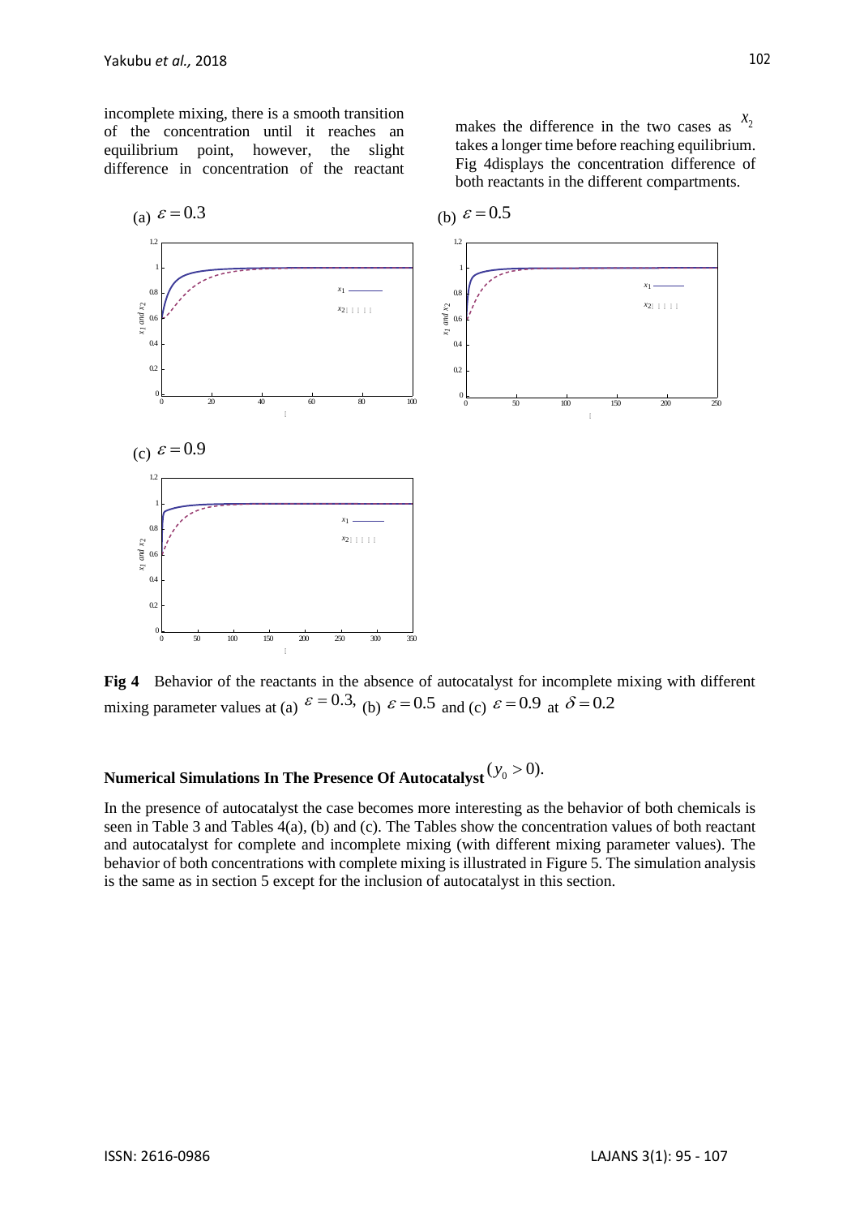incomplete mixing, there is a smooth transition of the concentration until it reaches an equilibrium point, however, the slight difference in concentration of the reactant makes the difference in the two cases as $x_2$ takes a longer time before reaching equilibrium. Fig 4displays the concentration difference of both reactants in the different compartments.

(a) $\varepsilon = 0.3$

(b) $\varepsilon = 0.5$

(c) $\varepsilon = 0.9$

**Fig 4** Behavior of the reactants in the absence of autocatalyst for incomplete mixing with different mixing parameter values at (a) $\varepsilon = 0.3,$ (b) $\varepsilon = 0.5$ and (c) $\varepsilon = 0.9$ at $\delta = 0.2$

## Numerical Simulations In The Presence Of Autocatalyst $(y_0 > 0)$.

In the presence of autocatalyst the case becomes more interesting as the behavior of both chemicals is seen in Table 3 and Tables 4(a), (b) and (c). The Tables show the concentration values of both reactant and autocatalyst for complete and incomplete mixing (with different mixing parameter values). The behavior of both concentrations with complete mixing is illustrated in Figure 5. The simulation analysis is the same as in section 5 except for the inclusion of autocatalyst in this section.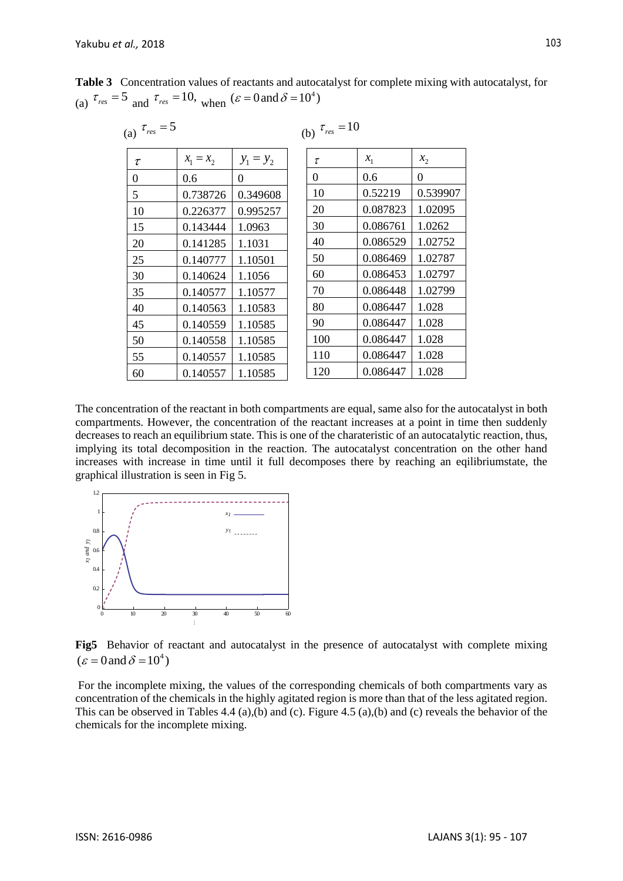**Table 3** Concentration values of reactants and autocatalyst for complete mixing with autocatalyst, for (a) $\tau_{res} = 5$ and $\tau_{res} = 10$, when $(\varepsilon = 0 \text{ and } \delta = 10^4)$

(a) $\tau_{res} = 5$

| $\tau$ | $x_1 = x_2$ | $y_1 = y_2$ |
|---|---|---|
| 0 | 0.6 | 0 |
| 5 | 0.738726 | 0.349608 |
| 10 | 0.226377 | 0.995257 |
| 15 | 0.143444 | 1.0963 |
| 20 | 0.141285 | 1.1031 |
| 25 | 0.140777 | 1.10501 |
| 30 | 0.140624 | 1.1056 |
| 35 | 0.140577 | 1.10577 |
| 40 | 0.140563 | 1.10583 |
| 45 | 0.140559 | 1.10585 |
| 50 | 0.140558 | 1.10585 |
| 55 | 0.140557 | 1.10585 |
| 60 | 0.140557 | 1.10585 |

(b) $\tau_{res} = 10$

| $\tau$ | $x_1$ | $x_2$ |
|---|---|---|
| 0 | 0.6 | 0 |
| 10 | 0.52219 | 0.539907 |
| 20 | 0.087823 | 1.02095 |
| 30 | 0.086761 | 1.0262 |
| 40 | 0.086529 | 1.02752 |
| 50 | 0.086469 | 1.02787 |
| 60 | 0.086453 | 1.02797 |
| 70 | 0.086448 | 1.02799 |
| 80 | 0.086447 | 1.028 |
| 90 | 0.086447 | 1.028 |
| 100 | 0.086447 | 1.028 |
| 110 | 0.086447 | 1.028 |
| 120 | 0.086447 | 1.028 |

The concentration of the reactant in both compartments are equal, same also for the autocatalyst in both compartments. However, the concentration of the reactant increases at a point in time then suddenly decreases to reach an equilibrium state. This is one of the charateristic of an autocatalytic reaction, thus, implying its total decomposition in the reaction. The autocatalyst concentration on the other hand increases with increase in time until it full decomposes there by reaching an eqilibriumstate, the graphical illustration is seen in Fig 5.

**Fig5** Behavior of reactant and autocatalyst in the presence of autocatalyst with complete mixing $(\varepsilon = 0 \text{ and } \delta = 10^4)$

For the incomplete mixing, the values of the corresponding chemicals of both compartments vary as concentration of the chemicals in the highly agitated region is more than that of the less agitated region. This can be observed in Tables 4.4 (a),(b) and (c). Figure 4.5 (a),(b) and (c) reveals the behavior of the chemicals for the incomplete mixing.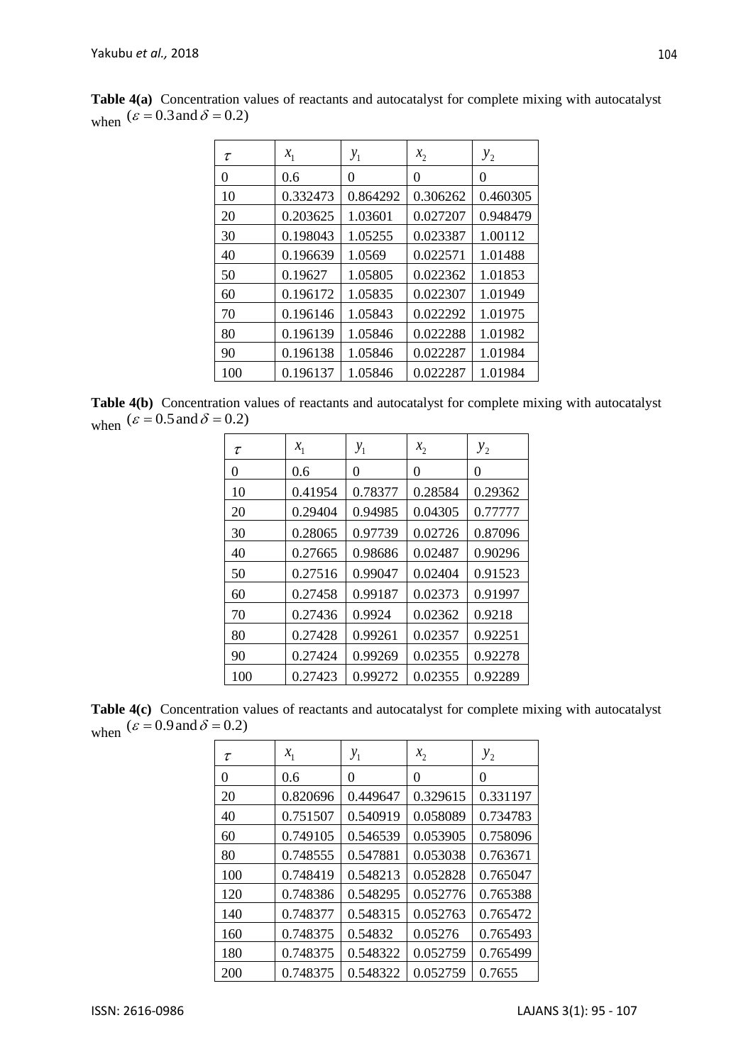**Table 4(a)** Concentration values of reactants and autocatalyst for complete mixing with autocatalyst when ($\varepsilon = 0.3$ and $\delta = 0.2$)

| $\tau$ | $x_1$ | $y_1$ | $x_2$ | $y_2$ |
|---|---|---|---|---|
| 0 | 0.6 | 0 | 0 | 0 |
| 10 | 0.332473 | 0.864292 | 0.306262 | 0.460305 |
| 20 | 0.203625 | 1.03601 | 0.027207 | 0.948479 |
| 30 | 0.198043 | 1.05255 | 0.023387 | 1.00112 |
| 40 | 0.196639 | 1.0569 | 0.022571 | 1.01488 |
| 50 | 0.19627 | 1.05805 | 0.022362 | 1.01853 |
| 60 | 0.196172 | 1.05835 | 0.022307 | 1.01949 |
| 70 | 0.196146 | 1.05843 | 0.022292 | 1.01975 |
| 80 | 0.196139 | 1.05846 | 0.022288 | 1.01982 |
| 90 | 0.196138 | 1.05846 | 0.022287 | 1.01984 |
| 100 | 0.196137 | 1.05846 | 0.022287 | 1.01984 |

**Table 4(b)** Concentration values of reactants and autocatalyst for complete mixing with autocatalyst when ($\varepsilon = 0.5$ and $\delta = 0.2$)

| $\tau$ | $x_1$ | $y_1$ | $x_2$ | $y_2$ |
|---|---|---|---|---|
| 0 | 0.6 | 0 | 0 | 0 |
| 10 | 0.41954 | 0.78377 | 0.28584 | 0.29362 |
| 20 | 0.29404 | 0.94985 | 0.04305 | 0.77777 |
| 30 | 0.28065 | 0.97739 | 0.02726 | 0.87096 |
| 40 | 0.27665 | 0.98686 | 0.02487 | 0.90296 |
| 50 | 0.27516 | 0.99047 | 0.02404 | 0.91523 |
| 60 | 0.27458 | 0.99187 | 0.02373 | 0.91997 |
| 70 | 0.27436 | 0.9924 | 0.02362 | 0.9218 |
| 80 | 0.27428 | 0.99261 | 0.02357 | 0.92251 |
| 90 | 0.27424 | 0.99269 | 0.02355 | 0.92278 |
| 100 | 0.27423 | 0.99272 | 0.02355 | 0.92289 |

**Table 4(c)** Concentration values of reactants and autocatalyst for complete mixing with autocatalyst when ($\varepsilon = 0.9$ and $\delta = 0.2$)

| $\tau$ | $x_1$ | $y_1$ | $x_2$ | $y_2$ |
|---|---|---|---|---|
| 0 | 0.6 | 0 | 0 | 0 |
| 20 | 0.820696 | 0.449647 | 0.329615 | 0.331197 |
| 40 | 0.751507 | 0.540919 | 0.058089 | 0.734783 |
| 60 | 0.749105 | 0.546539 | 0.053905 | 0.758096 |
| 80 | 0.748555 | 0.547881 | 0.053038 | 0.763671 |
| 100 | 0.748419 | 0.548213 | 0.052828 | 0.765047 |
| 120 | 0.748386 | 0.548295 | 0.052776 | 0.765388 |
| 140 | 0.748377 | 0.548315 | 0.052763 | 0.765472 |
| 160 | 0.748375 | 0.54832 | 0.05276 | 0.765493 |
| 180 | 0.748375 | 0.548322 | 0.052759 | 0.765499 |
| 200 | 0.748375 | 0.548322 | 0.052759 | 0.7655 |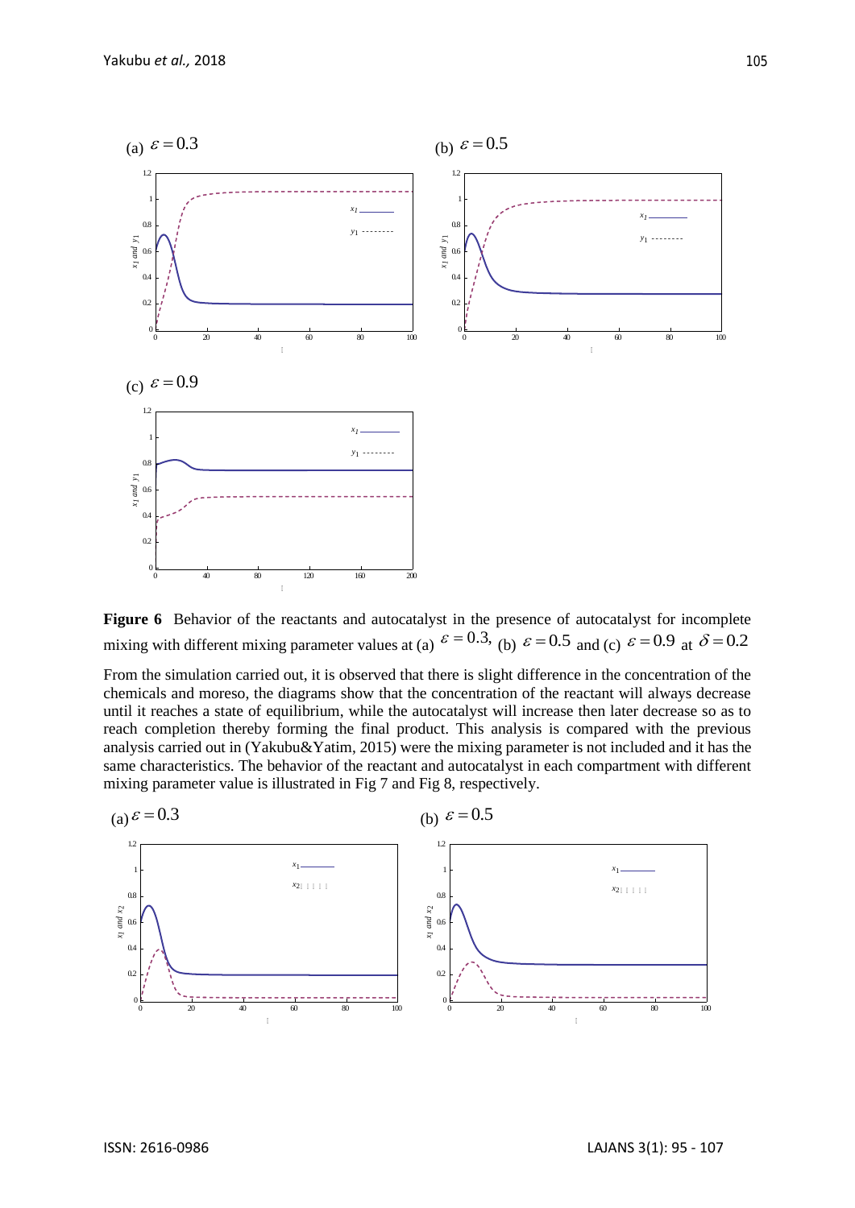**Figure 6** Behavior of the reactants and autocatalyst in the presence of autocatalyst for incomplete mixing with different mixing parameter values at (a) $\varepsilon = 0.3$, (b) $\varepsilon = 0.5$ and (c) $\varepsilon = 0.9$ at $\delta = 0.2$

From the simulation carried out, it is observed that there is slight difference in the concentration of the chemicals and moreso, the diagrams show that the concentration of the reactant will always decrease until it reaches a state of equilibrium, while the autocatalyst will increase then later decrease so as to reach completion thereby forming the final product. This analysis is compared with the previous analysis carried out in (Yakubu&Yatim, 2015) were the mixing parameter is not included and it has the same characteristics. The behavior of the reactant and autocatalyst in each compartment with different mixing parameter value is illustrated in Fig 7 and Fig 8, respectively.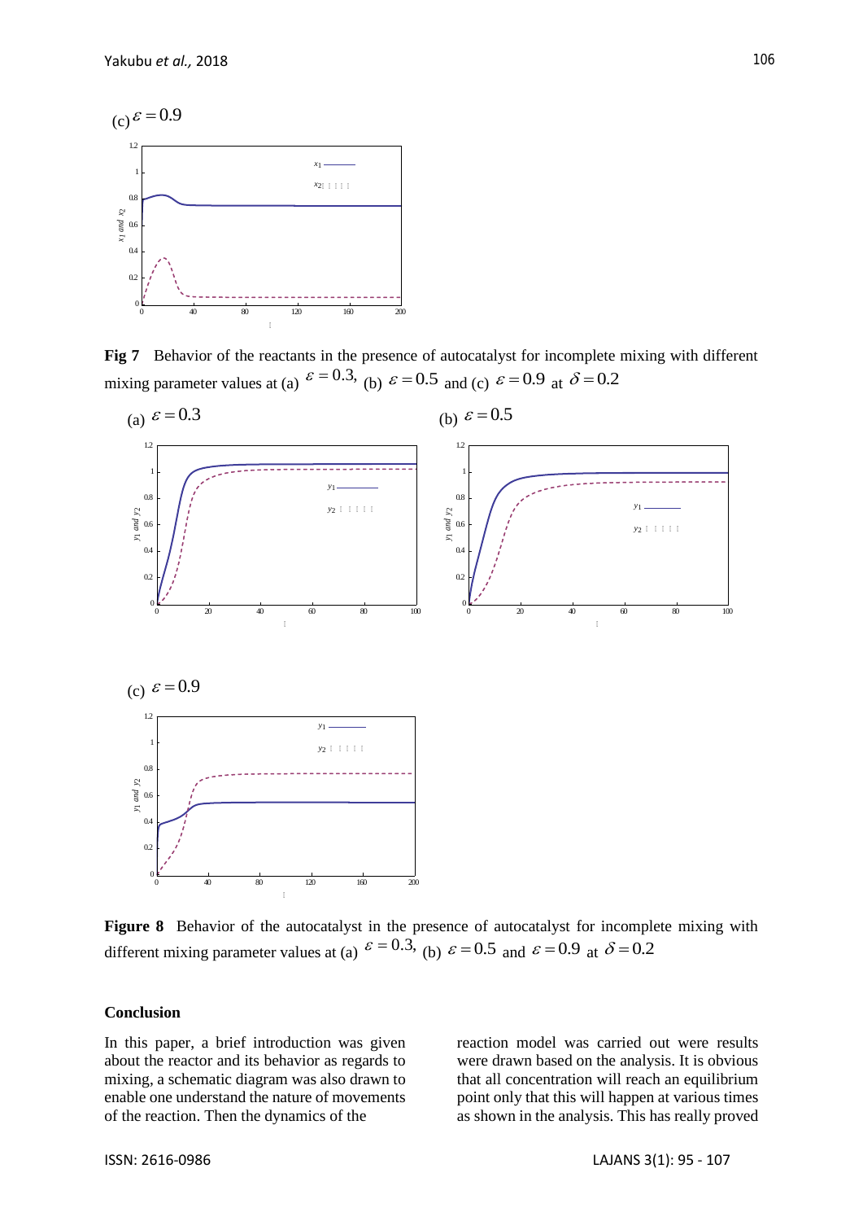(c) $\varepsilon = 0.9$

**Fig 7** Behavior of the reactants in the presence of autocatalyst for incomplete mixing with different mixing parameter values at (a) $\varepsilon = 0.3,$ (b) $\varepsilon = 0.5$ and (c) $\varepsilon = 0.9$ at $\delta = 0.2$

(a) $\varepsilon = 0.3$

(b) $\varepsilon = 0.5$

(c) $\varepsilon = 0.9$

**Figure 8** Behavior of the autocatalyst in the presence of autocatalyst for incomplete mixing with different mixing parameter values at (a) $\varepsilon = 0.3,$ (b) $\varepsilon = 0.5$ and $\varepsilon = 0.9$ at $\delta = 0.2$

## Conclusion

In this paper, a brief introduction was given about the reactor and its behavior as regards to mixing, a schematic diagram was also drawn to enable one understand the nature of movements of the reaction. Then the dynamics of the reaction model was carried out were results were drawn based on the analysis. It is obvious that all concentration will reach an equilibrium point only that this will happen at various times as shown in the analysis. This has really proved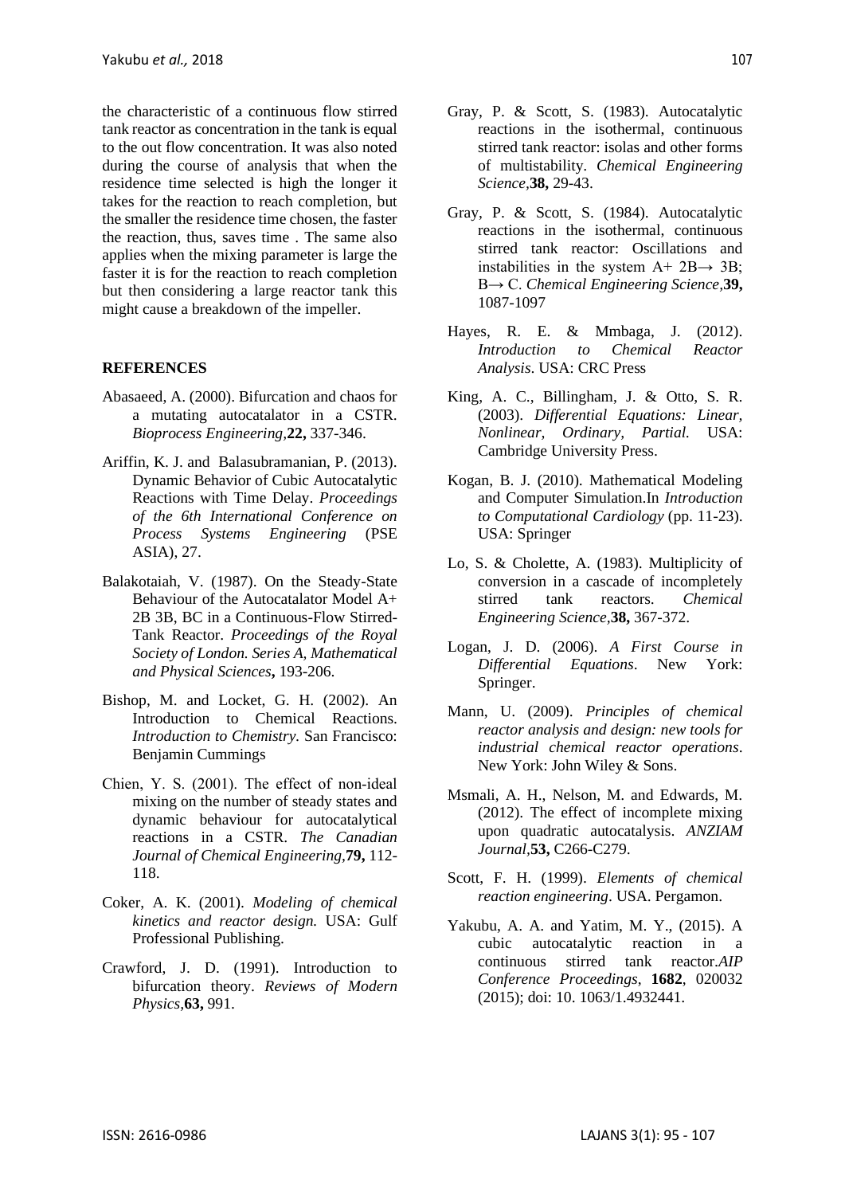the characteristic of a continuous flow stirred tank reactor as concentration in the tank is equal to the out flow concentration. It was also noted during the course of analysis that when the residence time selected is high the longer it takes for the reaction to reach completion, but the smaller the residence time chosen, the faster the reaction, thus, saves time . The same also applies when the mixing parameter is large the faster it is for the reaction to reach completion but then considering a large reactor tank this might cause a breakdown of the impeller.

**REFERENCES**

Abasaeed, A. (2000). Bifurcation and chaos for a mutating autocatalator in a CSTR. *Bioprocess Engineering*,**22,** 337-346.

Ariffin, K. J. and Balasubramanian, P. (2013). Dynamic Behavior of Cubic Autocatalytic Reactions with Time Delay. *Proceedings of the 6th International Conference on Process Systems Engineering* (PSE ASIA), 27.

Balakotaiah, V. (1987). On the Steady-State Behaviour of the Autocatalator Model A+ 2B 3B, BC in a Continuous-Flow Stirred-Tank Reactor. *Proceedings of the Royal Society of London. Series A, Mathematical and Physical Sciences***,** 193-206.

Bishop, M. and Locket, G. H. (2002). An Introduction to Chemical Reactions. *Introduction to Chemistry.* San Francisco: Benjamin Cummings

Chien, Y. S. (2001). The effect of non-ideal mixing on the number of steady states and dynamic behaviour for autocatalytical reactions in a CSTR. *The Canadian Journal of Chemical Engineering*,**79,** 112-118.

Coker, A. K. (2001). *Modeling of chemical kinetics and reactor design.* USA: Gulf Professional Publishing.

Crawford, J. D. (1991). Introduction to bifurcation theory. *Reviews of Modern Physics*,**63,** 991.

Gray, P. & Scott, S. (1983). Autocatalytic reactions in the isothermal, continuous stirred tank reactor: isolas and other forms of multistability. *Chemical Engineering Science*,**38,** 29-43.

Gray, P. & Scott, S. (1984). Autocatalytic reactions in the isothermal, continuous stirred tank reactor: Oscillations and instabilities in the system A+ 2B→ 3B; B→ C. *Chemical Engineering Science*,**39,** 1087-1097

Hayes, R. E. & Mmbaga, J. (2012). *Introduction to Chemical Reactor Analysis*. USA: CRC Press

King, A. C., Billingham, J. & Otto, S. R. (2003). *Differential Equations: Linear, Nonlinear, Ordinary, Partial.* USA: Cambridge University Press.

Kogan, B. J. (2010). Mathematical Modeling and Computer Simulation.In *Introduction to Computational Cardiology* (pp. 11-23). USA: Springer

Lo, S. & Cholette, A. (1983). Multiplicity of conversion in a cascade of incompletely stirred tank reactors. *Chemical Engineering Science*,**38,** 367-372.

Logan, J. D. (2006). *A First Course in Differential Equations*. New York: Springer.

Mann, U. (2009). *Principles of chemical reactor analysis and design: new tools for industrial chemical reactor operations*. New York: John Wiley & Sons.

Msmali, A. H., Nelson, M. and Edwards, M. (2012). The effect of incomplete mixing upon quadratic autocatalysis. *ANZIAM Journal*,**53,** C266-C279.

Scott, F. H. (1999). *Elements of chemical reaction engineering*. USA. Pergamon.

Yakubu, A. A. and Yatim, M. Y., (2015). A cubic autocatalytic reaction in a continuous stirred tank reactor.*AIP Conference Proceedings*, **1682**, 020032 (2015); doi: 10. 1063/1.4932441.